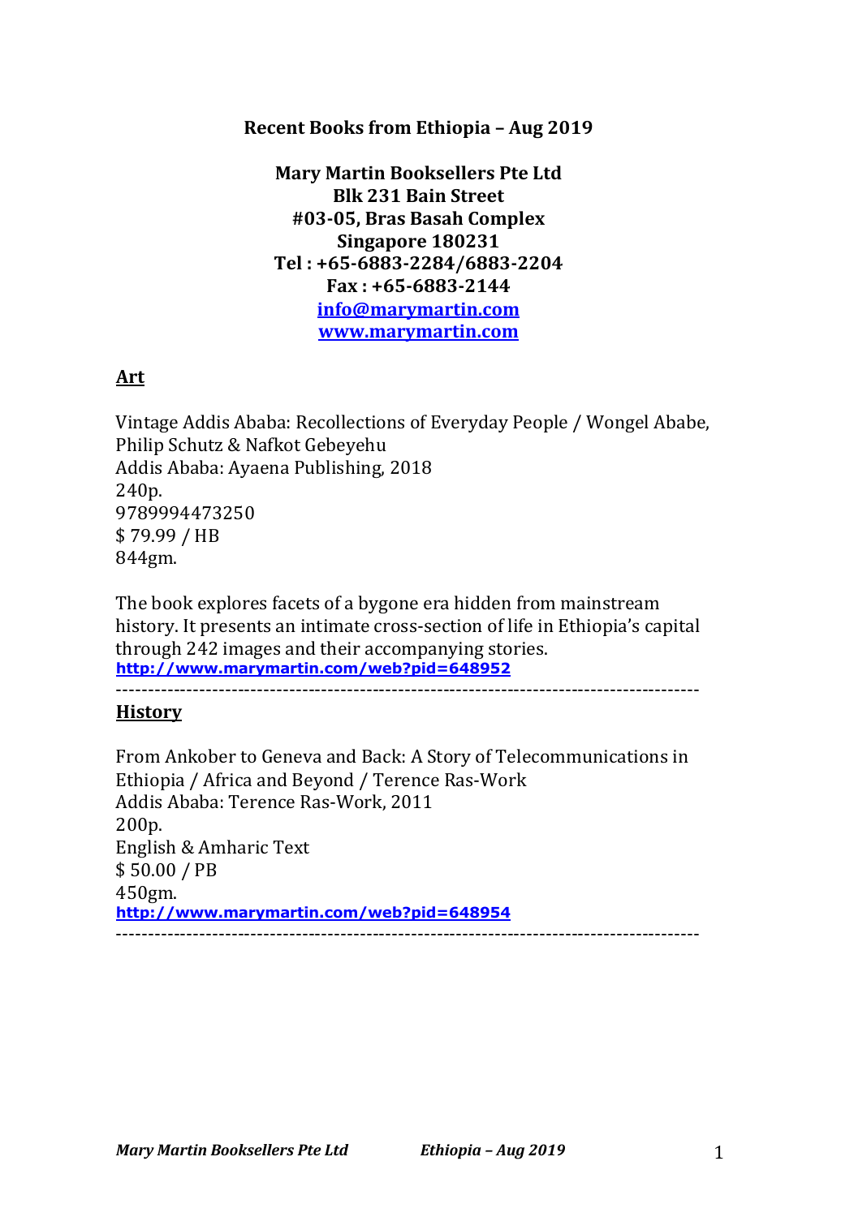**Recent Books from Ethiopia – Aug 2019**

**Mary Martin Booksellers Pte Ltd**
**Blk 231 Bain Street**
**#03-05, Bras Basah Complex**
**Singapore 180231**
**Tel : +65-6883-2284/6883-2204**
**Fax : +65-6883-2144**
**info@marymartin.com**
**www.marymartin.com**

## Art

Vintage Addis Ababa: Recollections of Everyday People / Wongel Ababe, Philip Schutz & Nafkot Gebeyehu
Addis Ababa: Ayaena Publishing, 2018
240p.
9789994473250
$ 79.99 / HB
844gm.

The book explores facets of a bygone era hidden from mainstream history. It presents an intimate cross-section of life in Ethiopia's capital through 242 images and their accompanying stories.
**http://www.marymartin.com/web?pid=648952**

---

## History

From Ankober to Geneva and Back: A Story of Telecommunications in Ethiopia / Africa and Beyond / Terence Ras-Work
Addis Ababa: Terence Ras-Work, 2011
200p.
English & Amharic Text
$ 50.00 / PB
450gm.
**http://www.marymartin.com/web?pid=648954**

---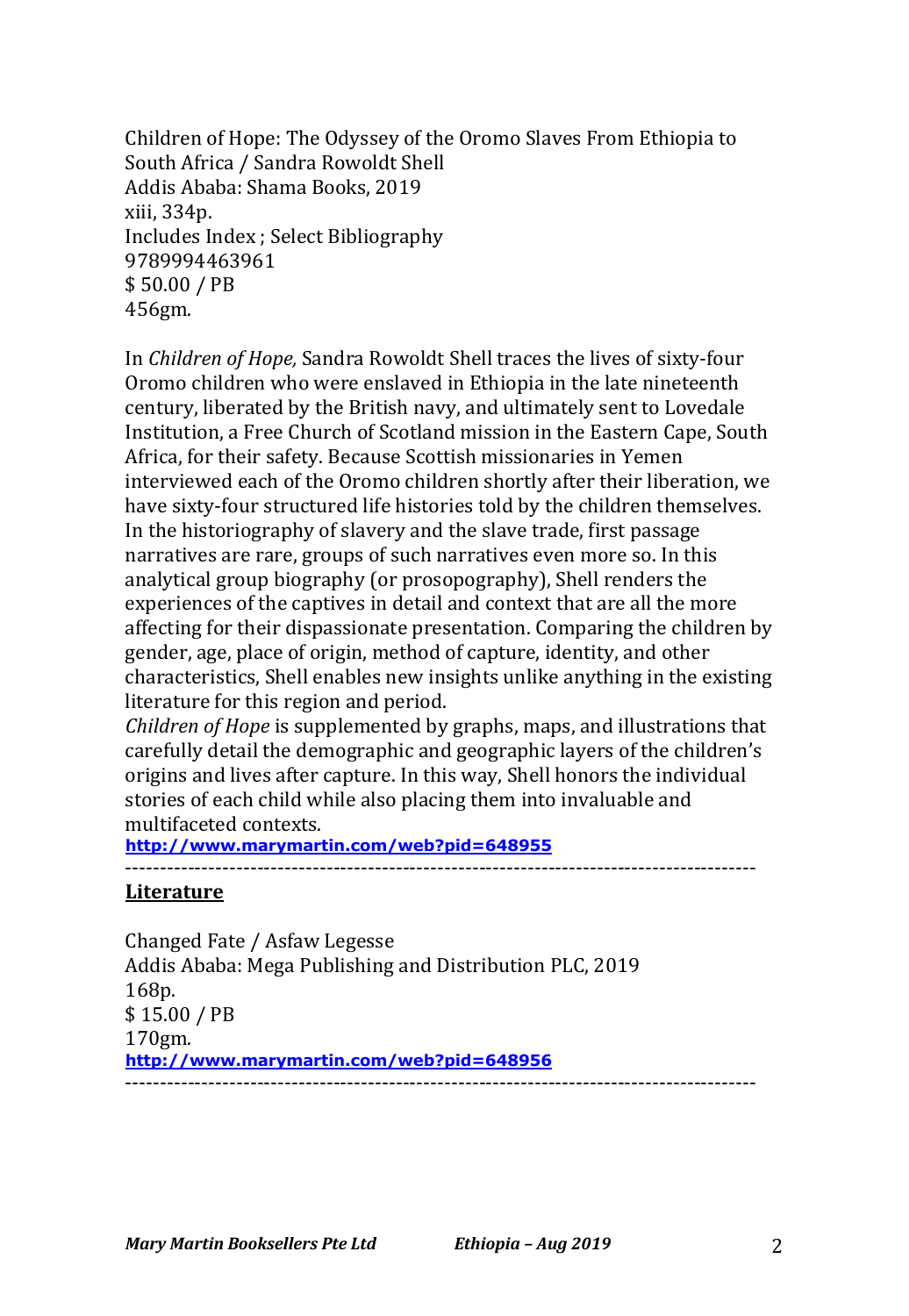Children of Hope: The Odyssey of the Oromo Slaves From Ethiopia to South Africa / Sandra Rowoldt Shell
Addis Ababa: Shama Books, 2019
xiii, 334p.
Includes Index ; Select Bibliography
9789994463961
$ 50.00 / PB
456gm.

In *Children of Hope,* Sandra Rowoldt Shell traces the lives of sixty-four Oromo children who were enslaved in Ethiopia in the late nineteenth century, liberated by the British navy, and ultimately sent to Lovedale Institution, a Free Church of Scotland mission in the Eastern Cape, South Africa, for their safety. Because Scottish missionaries in Yemen interviewed each of the Oromo children shortly after their liberation, we have sixty-four structured life histories told by the children themselves. In the historiography of slavery and the slave trade, first passage narratives are rare, groups of such narratives even more so. In this analytical group biography (or prosopography), Shell renders the experiences of the captives in detail and context that are all the more affecting for their dispassionate presentation. Comparing the children by gender, age, place of origin, method of capture, identity, and other characteristics, Shell enables new insights unlike anything in the existing literature for this region and period.
*Children of Hope* is supplemented by graphs, maps, and illustrations that carefully detail the demographic and geographic layers of the children's origins and lives after capture. In this way, Shell honors the individual stories of each child while also placing them into invaluable and multifaceted contexts.
**http://www.marymartin.com/web?pid=648955**

---

## Literature

Changed Fate / Asfaw Legesse
Addis Ababa: Mega Publishing and Distribution PLC, 2019
168p.
$ 15.00 / PB
170gm.
**http://www.marymartin.com/web?pid=648956**

---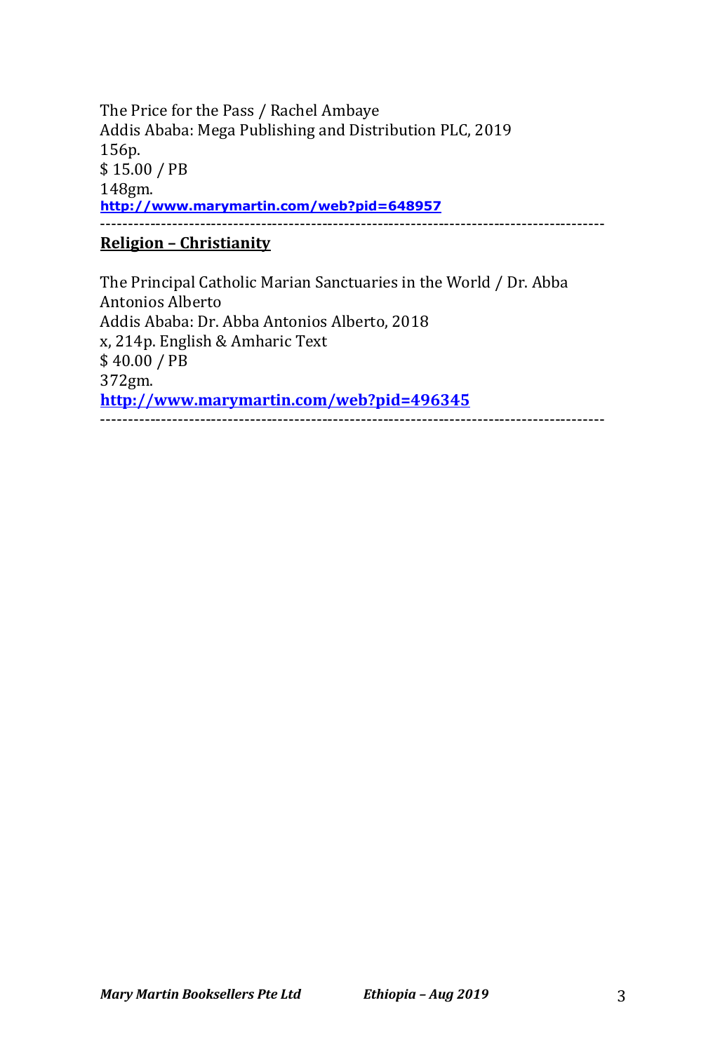The Price for the Pass / Rachel Ambaye  
Addis Ababa: Mega Publishing and Distribution PLC, 2019  
156p.  
$ 15.00 / PB  
148gm.  
**http://www.marymartin.com/web?pid=648957**

------------------------------------------------------------------------------------------

**Religion – Christianity**

The Principal Catholic Marian Sanctuaries in the World / Dr. Abba Antonios Alberto  
Addis Ababa: Dr. Abba Antonios Alberto, 2018  
x, 214p. English & Amharic Text  
$ 40.00 / PB  
372gm.  
**http://www.marymartin.com/web?pid=496345**

------------------------------------------------------------------------------------------